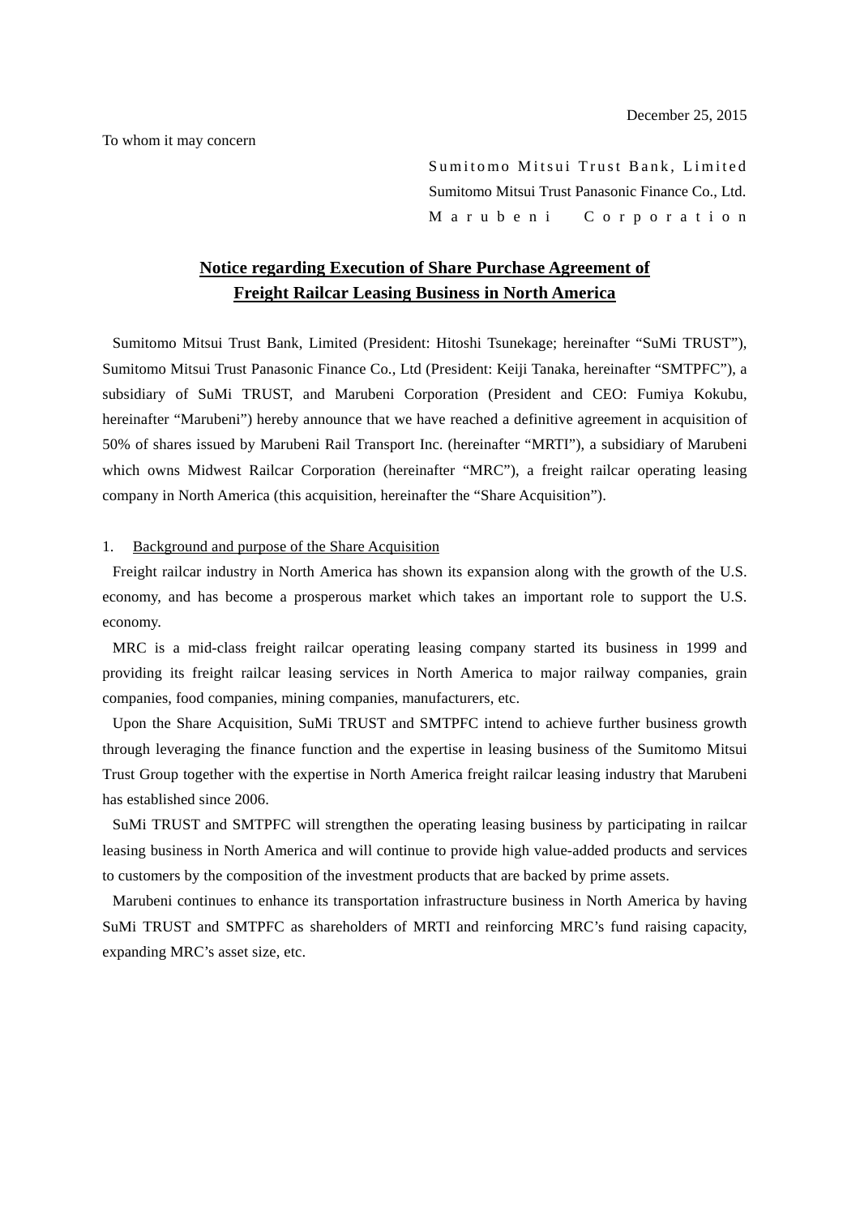December 25, 2015

To whom it may concern

Sumitomo Mitsui Trust Bank, Limited
Sumitomo Mitsui Trust Panasonic Finance Co., Ltd.
Marubeni Corporation

# Notice regarding Execution of Share Purchase Agreement of Freight Railcar Leasing Business in North America

Sumitomo Mitsui Trust Bank, Limited (President: Hitoshi Tsunekage; hereinafter "SuMi TRUST"), Sumitomo Mitsui Trust Panasonic Finance Co., Ltd (President: Keiji Tanaka, hereinafter "SMTPFC"), a subsidiary of SuMi TRUST, and Marubeni Corporation (President and CEO: Fumiya Kokubu, hereinafter "Marubeni") hereby announce that we have reached a definitive agreement in acquisition of 50% of shares issued by Marubeni Rail Transport Inc. (hereinafter "MRTI"), a subsidiary of Marubeni which owns Midwest Railcar Corporation (hereinafter "MRC"), a freight railcar operating leasing company in North America (this acquisition, hereinafter the "Share Acquisition").

## 1. Background and purpose of the Share Acquisition

Freight railcar industry in North America has shown its expansion along with the growth of the U.S. economy, and has become a prosperous market which takes an important role to support the U.S. economy.

MRC is a mid-class freight railcar operating leasing company started its business in 1999 and providing its freight railcar leasing services in North America to major railway companies, grain companies, food companies, mining companies, manufacturers, etc.

Upon the Share Acquisition, SuMi TRUST and SMTPFC intend to achieve further business growth through leveraging the finance function and the expertise in leasing business of the Sumitomo Mitsui Trust Group together with the expertise in North America freight railcar leasing industry that Marubeni has established since 2006.

SuMi TRUST and SMTPFC will strengthen the operating leasing business by participating in railcar leasing business in North America and will continue to provide high value-added products and services to customers by the composition of the investment products that are backed by prime assets.

Marubeni continues to enhance its transportation infrastructure business in North America by having SuMi TRUST and SMTPFC as shareholders of MRTI and reinforcing MRC's fund raising capacity, expanding MRC's asset size, etc.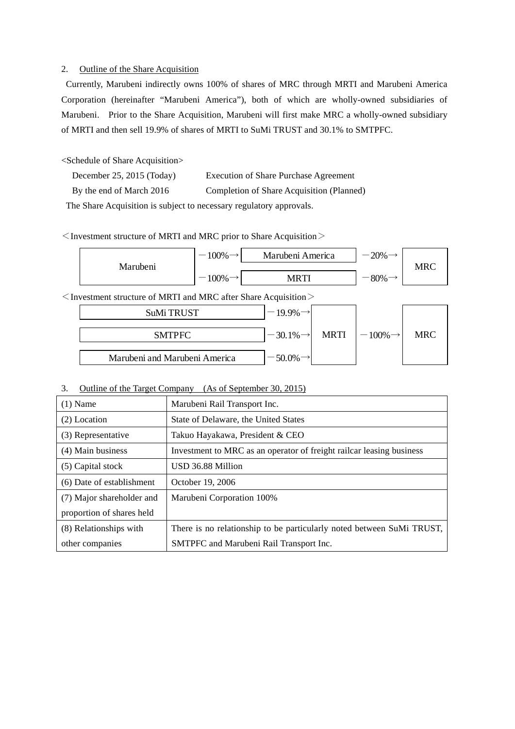2. <u>Outline of the Share Acquisition</u>

Currently, Marubeni indirectly owns 100% of shares of MRC through MRTI and Marubeni America Corporation (hereinafter "Marubeni America"), both of which are wholly-owned subsidiaries of Marubeni. Prior to the Share Acquisition, Marubeni will first make MRC a wholly-owned subsidiary of MRTI and then sell 19.9% of shares of MRTI to SuMi TRUST and 30.1% to SMTPFC.

<Schedule of Share Acquisition>

| | |
|---|---|
| December 25, 2015 (Today) | Execution of Share Purchase Agreement |
| By the end of March 2016 | Completion of Share Acquisition (Planned) |

The Share Acquisition is subject to necessary regulatory approvals.

＜Investment structure of MRTI and MRC prior to Share Acquisition＞

| | | | | |
|---|---|---|---|---|
| Marubeni | －100%→ | Marubeni America | －20%→ | MRC |
| Marubeni | －100%→ | MRTI | －80%→ | MRC |

＜Investment structure of MRTI and MRC after Share Acquisition＞

| | | | | |
|---|---|---|---|---|
| SuMi TRUST | －19.9%→ | MRTI | －100%→ | MRC |
| SMTPFC | －30.1%→ | MRTI | | |
| Marubeni and Marubeni America | －50.0%→ | MRTI | | |

3. <u>Outline of the Target Company (As of September 30, 2015)</u>

| | |
|---|---|
| (1) Name | Marubeni Rail Transport Inc. |
| (2) Location | State of Delaware, the United States |
| (3) Representative | Takuo Hayakawa, President & CEO |
| (4) Main business | Investment to MRC as an operator of freight railcar leasing business |
| (5) Capital stock | USD 36.88 Million |
| (6) Date of establishment | October 19, 2006 |
| (7) Major shareholder and proportion of shares held | Marubeni Corporation 100% |
| (8) Relationships with other companies | There is no relationship to be particularly noted between SuMi TRUST, SMTPFC and Marubeni Rail Transport Inc. |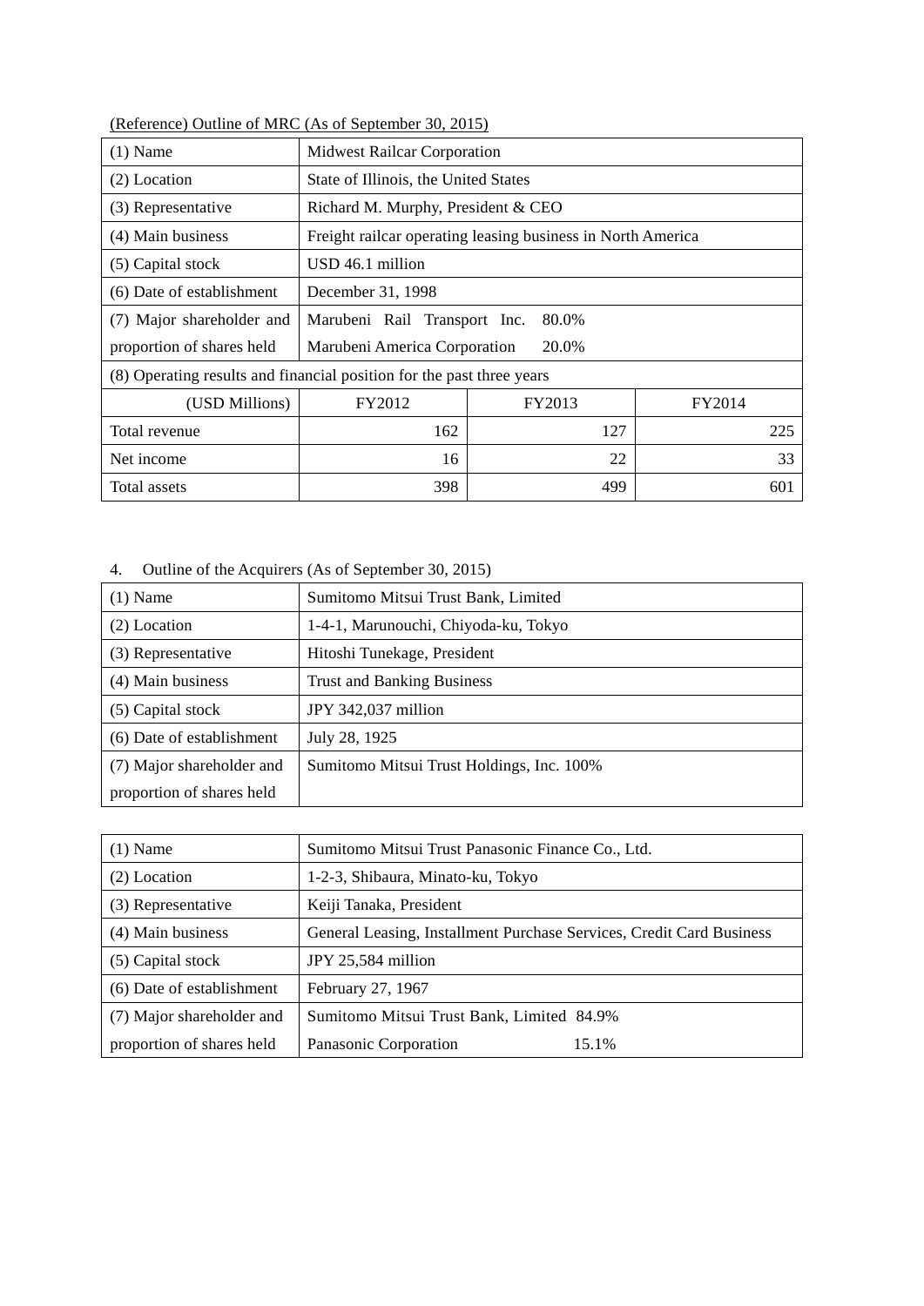(Reference) Outline of MRC (As of September 30, 2015)

| (1) Name | Midwest Railcar Corporation | | |
|---|---|---|---|
| (2) Location | State of Illinois, the United States | | |
| (3) Representative | Richard M. Murphy, President & CEO | | |
| (4) Main business | Freight railcar operating leasing business in North America | | |
| (5) Capital stock | USD 46.1 million | | |
| (6) Date of establishment | December 31, 1998 | | |
| (7) Major shareholder and proportion of shares held | Marubeni Rail Transport Inc. 80.0%<br>Marubeni America Corporation 20.0% | | |
| (8) Operating results and financial position for the past three years | | | |
| (USD Millions) | FY2012 | FY2013 | FY2014 |
| Total revenue | 162 | 127 | 225 |
| Net income | 16 | 22 | 33 |
| Total assets | 398 | 499 | 601 |

4. Outline of the Acquirers (As of September 30, 2015)

| (1) Name | Sumitomo Mitsui Trust Bank, Limited |
|---|---|
| (2) Location | 1-4-1, Marunouchi, Chiyoda-ku, Tokyo |
| (3) Representative | Hitoshi Tunekage, President |
| (4) Main business | Trust and Banking Business |
| (5) Capital stock | JPY 342,037 million |
| (6) Date of establishment | July 28, 1925 |
| (7) Major shareholder and proportion of shares held | Sumitomo Mitsui Trust Holdings, Inc. 100% |

| (1) Name | Sumitomo Mitsui Trust Panasonic Finance Co., Ltd. |
|---|---|
| (2) Location | 1-2-3, Shibaura, Minato-ku, Tokyo |
| (3) Representative | Keiji Tanaka, President |
| (4) Main business | General Leasing, Installment Purchase Services, Credit Card Business |
| (5) Capital stock | JPY 25,584 million |
| (6) Date of establishment | February 27, 1967 |
| (7) Major shareholder and proportion of shares held | Sumitomo Mitsui Trust Bank, Limited 84.9%<br>Panasonic Corporation 15.1% |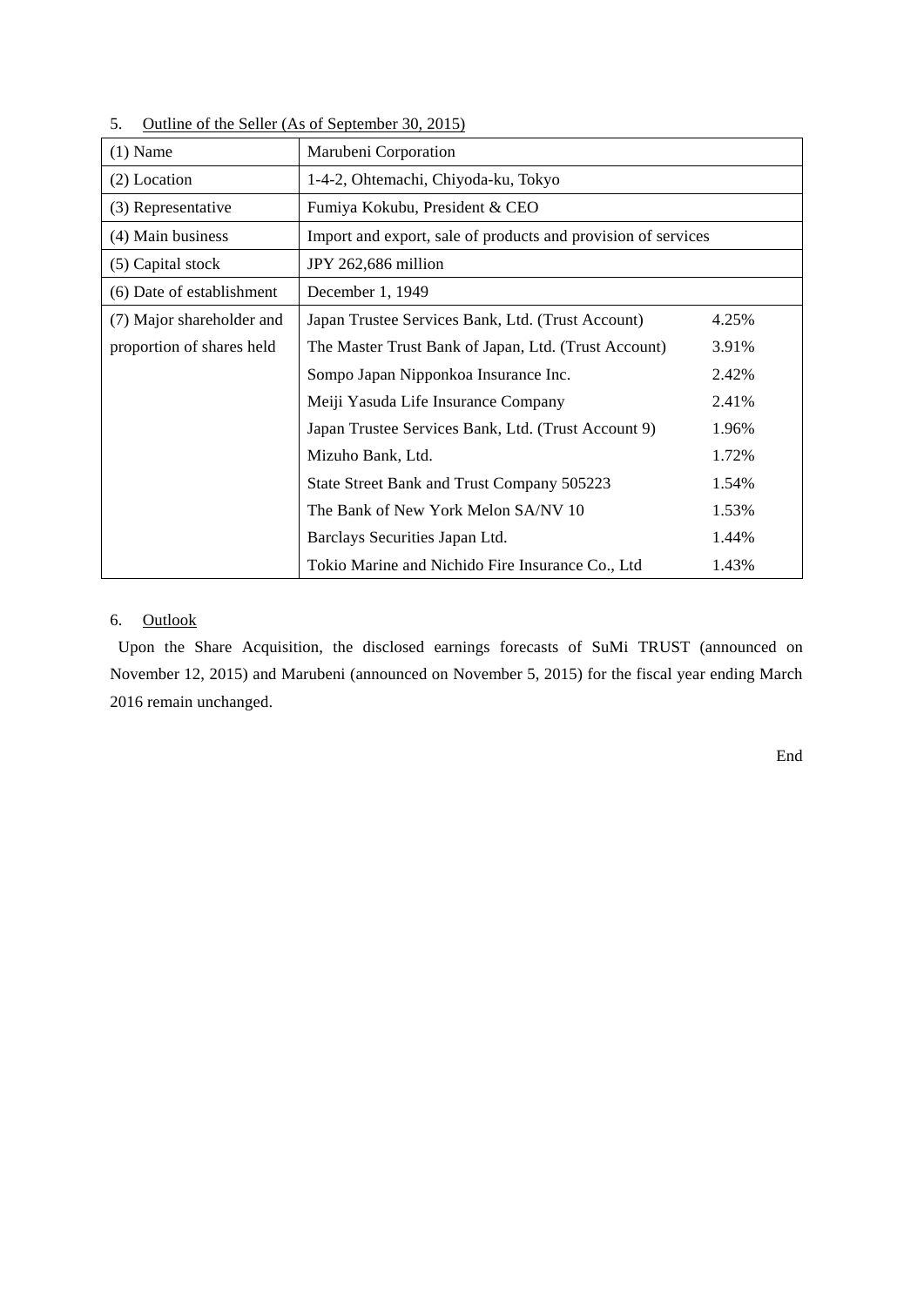5. Outline of the Seller (As of September 30, 2015)

| | | |
|---|---|---|
| (1) Name | Marubeni Corporation | |
| (2) Location | 1-4-2, Ohtemachi, Chiyoda-ku, Tokyo | |
| (3) Representative | Fumiya Kokubu, President & CEO | |
| (4) Main business | Import and export, sale of products and provision of services | |
| (5) Capital stock | JPY 262,686 million | |
| (6) Date of establishment | December 1, 1949 | |
| (7) Major shareholder and proportion of shares held | Japan Trustee Services Bank, Ltd. (Trust Account) | 4.25% |
| | The Master Trust Bank of Japan, Ltd. (Trust Account) | 3.91% |
| | Sompo Japan Nipponkoa Insurance Inc. | 2.42% |
| | Meiji Yasuda Life Insurance Company | 2.41% |
| | Japan Trustee Services Bank, Ltd. (Trust Account 9) | 1.96% |
| | Mizuho Bank, Ltd. | 1.72% |
| | State Street Bank and Trust Company 505223 | 1.54% |
| | The Bank of New York Melon SA/NV 10 | 1.53% |
| | Barclays Securities Japan Ltd. | 1.44% |
| | Tokio Marine and Nichido Fire Insurance Co., Ltd | 1.43% |

6. Outlook

Upon the Share Acquisition, the disclosed earnings forecasts of SuMi TRUST (announced on November 12, 2015) and Marubeni (announced on November 5, 2015) for the fiscal year ending March 2016 remain unchanged.

End